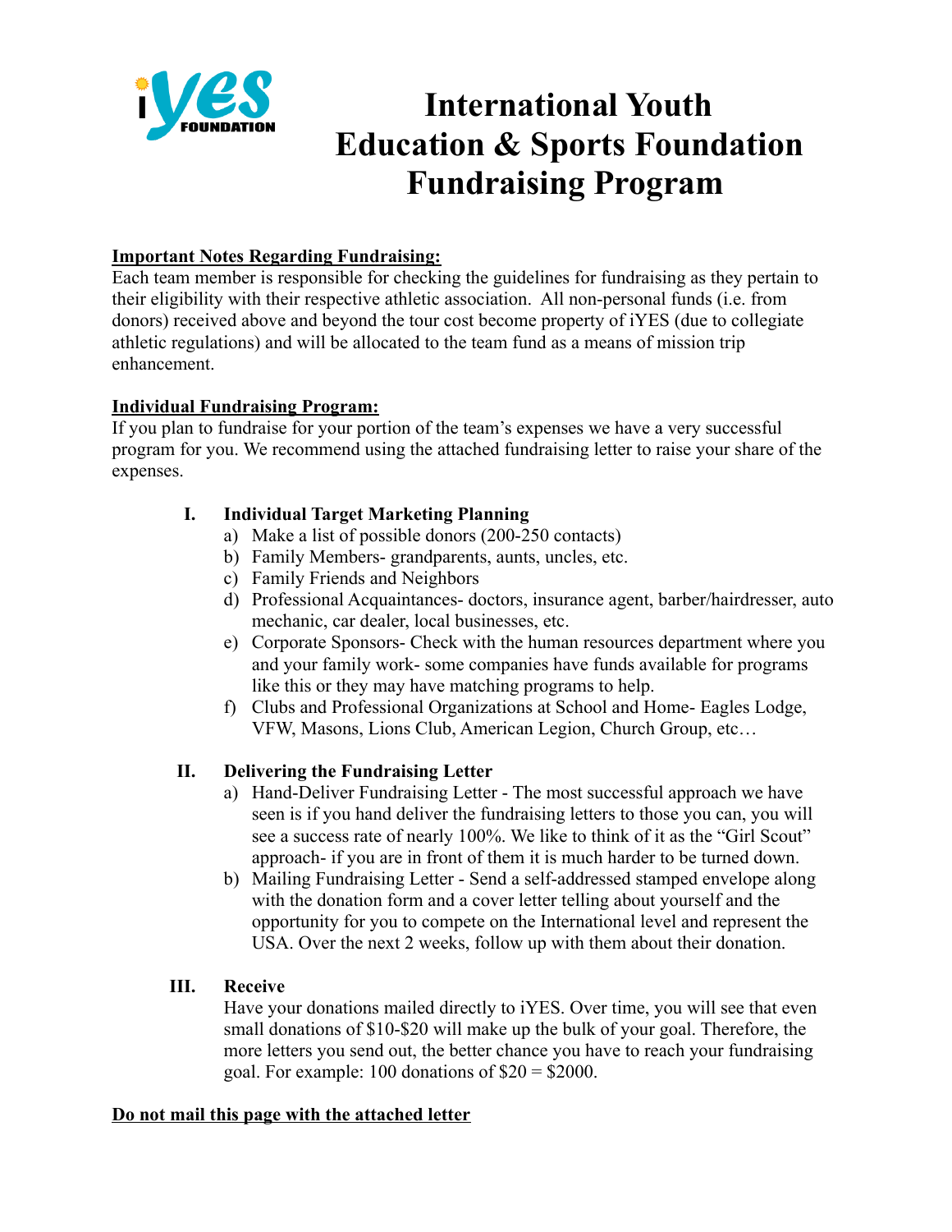# International Youth Education & Sports Foundation Fundraising Program

**Important Notes Regarding Fundraising:**

Each team member is responsible for checking the guidelines for fundraising as they pertain to their eligibility with their respective athletic association. All non-personal funds (i.e. from donors) received above and beyond the tour cost become property of iYES (due to collegiate athletic regulations) and will be allocated to the team fund as a means of mission trip enhancement.

**Individual Fundraising Program:**

If you plan to fundraise for your portion of the team's expenses we have a very successful program for you. We recommend using the attached fundraising letter to raise your share of the expenses.

**I. Individual Target Marketing Planning**

a) Make a list of possible donors (200-250 contacts)
b) Family Members- grandparents, aunts, uncles, etc.
c) Family Friends and Neighbors
d) Professional Acquaintances- doctors, insurance agent, barber/hairdresser, auto mechanic, car dealer, local businesses, etc.
e) Corporate Sponsors- Check with the human resources department where you and your family work- some companies have funds available for programs like this or they may have matching programs to help.
f) Clubs and Professional Organizations at School and Home- Eagles Lodge, VFW, Masons, Lions Club, American Legion, Church Group, etc…

**II. Delivering the Fundraising Letter**

a) Hand-Deliver Fundraising Letter - The most successful approach we have seen is if you hand deliver the fundraising letters to those you can, you will see a success rate of nearly 100%. We like to think of it as the "Girl Scout" approach- if you are in front of them it is much harder to be turned down.
b) Mailing Fundraising Letter - Send a self-addressed stamped envelope along with the donation form and a cover letter telling about yourself and the opportunity for you to compete on the International level and represent the USA. Over the next 2 weeks, follow up with them about their donation.

**III. Receive**

Have your donations mailed directly to iYES. Over time, you will see that even small donations of $10-$20 will make up the bulk of your goal. Therefore, the more letters you send out, the better chance you have to reach your fundraising goal. For example: 100 donations of $20 = $2000.

**Do not mail this page with the attached letter**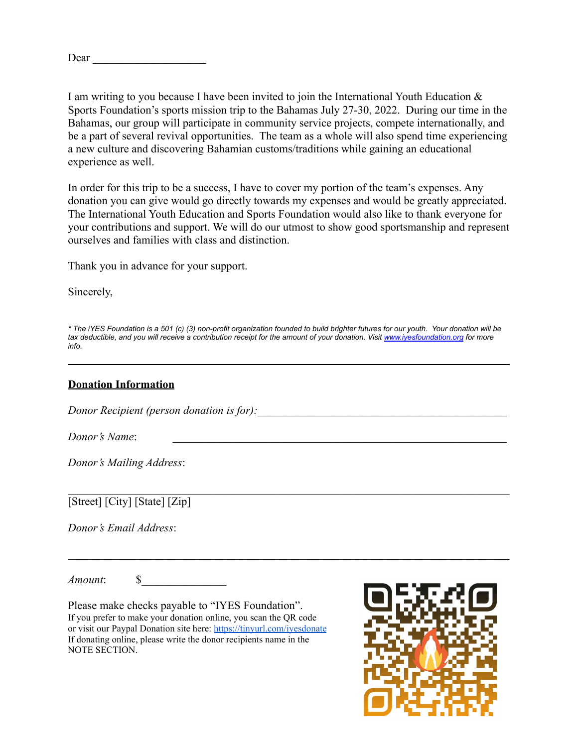Dear ____________________

I am writing to you because I have been invited to join the International Youth Education & Sports Foundation's sports mission trip to the Bahamas July 27-30, 2022. During our time in the Bahamas, our group will participate in community service projects, compete internationally, and be a part of several revival opportunities. The team as a whole will also spend time experiencing a new culture and discovering Bahamian customs/traditions while gaining an educational experience as well.

In order for this trip to be a success, I have to cover my portion of the team's expenses. Any donation you can give would go directly towards my expenses and would be greatly appreciated. The International Youth Education and Sports Foundation would also like to thank everyone for your contributions and support. We will do our utmost to show good sportsmanship and represent ourselves and families with class and distinction.

Thank you in advance for your support.

Sincerely,

*\* The iYES Foundation is a 501 (c) (3) non-profit organization founded to build brighter futures for our youth. Your donation will be tax deductible, and you will receive a contribution receipt for the amount of your donation. Visit [www.iyesfoundation.org](http://www.iyesfoundation.org) for more info.*

---

**Donation Information**

*Donor Recipient (person donation is for)*:_____________________________________________

*Donor's Name*: _____________________________________________________________

*Donor's Mailing Address*:

_____________________________________________________________________________

[Street] [City] [State] [Zip]

*Donor's Email Address*:

_____________________________________________________________________________

*Amount*: $_______________

Please make checks payable to "IYES Foundation".
If you prefer to make your donation online, you scan the QR code or visit our Paypal Donation site here: [https://tinyurl.com/iyesdonate](https://tinyurl.com/iyesdonate)
If donating online, please write the donor recipients name in the NOTE SECTION.